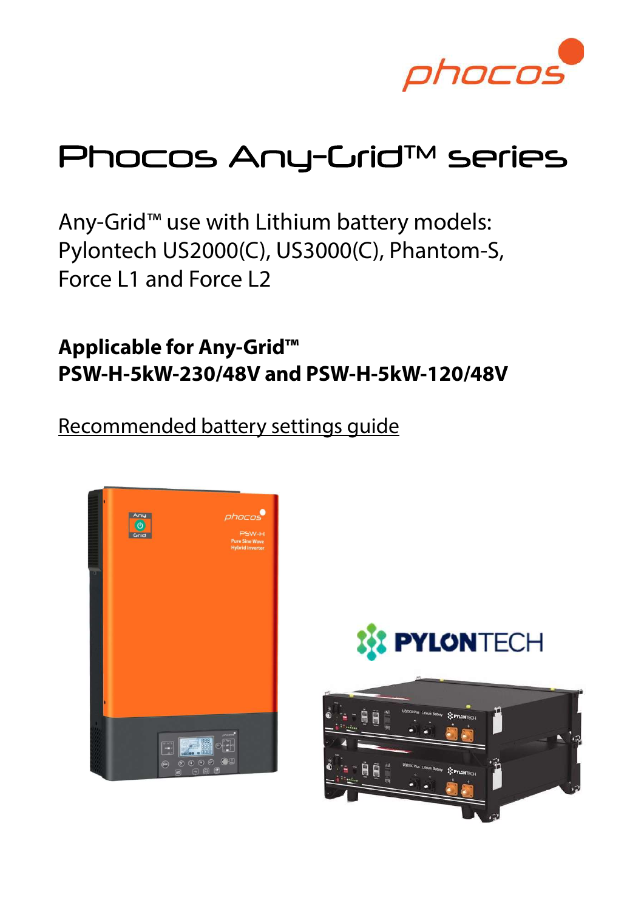# Phocos Any-Grid™ series

Any-Grid™ use with Lithium battery models:
Pylontech US2000(C), US3000(C), Phantom-S,
Force L1 and Force L2

**Applicable for Any-Grid™**
**PSW-H-5kW-230/48V and PSW-H-5kW-120/48V**

Recommended battery settings guide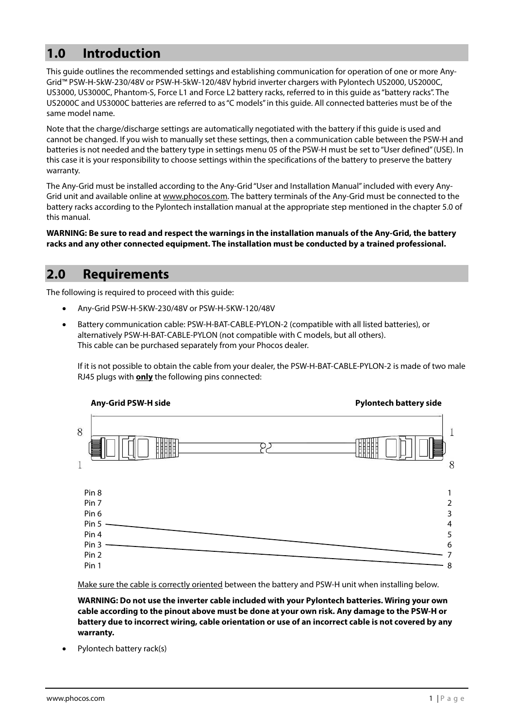## 1.0 Introduction

This guide outlines the recommended settings and establishing communication for operation of one or more Any-Grid™ PSW-H-5kW-230/48V or PSW-H-5kW-120/48V hybrid inverter chargers with Pylontech US2000, US2000C, US3000, US3000C, Phantom-S, Force L1 and Force L2 battery racks, referred to in this guide as "battery racks". The US2000C and US3000C batteries are referred to as "C models" in this guide. All connected batteries must be of the same model name.

Note that the charge/discharge settings are automatically negotiated with the battery if this guide is used and cannot be changed. If you wish to manually set these settings, then a communication cable between the PSW-H and batteries is not needed and the battery type in settings menu 05 of the PSW-H must be set to "User defined" (USE). In this case it is your responsibility to choose settings within the specifications of the battery to preserve the battery warranty.

The Any-Grid must be installed according to the Any-Grid "User and Installation Manual" included with every Any-Grid unit and available online at www.phocos.com. The battery terminals of the Any-Grid must be connected to the battery racks according to the Pylontech installation manual at the appropriate step mentioned in the chapter 5.0 of this manual.

**WARNING: Be sure to read and respect the warnings in the installation manuals of the Any-Grid, the battery racks and any other connected equipment. The installation must be conducted by a trained professional.**

## 2.0 Requirements

The following is required to proceed with this guide:

- Any-Grid PSW-H-5KW-230/48V or PSW-H-5KW-120/48V
- Battery communication cable: PSW-H-BAT-CABLE-PYLON-2 (compatible with all listed batteries), or alternatively PSW-H-BAT-CABLE-PYLON (not compatible with C models, but all others). This cable can be purchased separately from your Phocos dealer.

  If it is not possible to obtain the cable from your dealer, the PSW-H-BAT-CABLE-PYLON-2 is made of two male RJ45 plugs with **only** the following pins connected:

  | Any-Grid PSW-H side | Pylontech battery side |
  | --- | --- |
  | Pin 8 | 1 |
  | Pin 7 | 2 |
  | Pin 6 | 3 |
  | Pin 5 | 4 |
  | Pin 4 | 5 |
  | Pin 3 | 6 |
  | Pin 2 | 7 |
  | Pin 1 | 8 |

  (Connections: Pin 5 → 7, Pin 3 → 8)

  Make sure the cable is correctly oriented between the battery and PSW-H unit when installing below.

  **WARNING: Do not use the inverter cable included with your Pylontech batteries. Wiring your own cable according to the pinout above must be done at your own risk. Any damage to the PSW-H or battery due to incorrect wiring, cable orientation or use of an incorrect cable is not covered by any warranty.**

- Pylontech battery rack(s)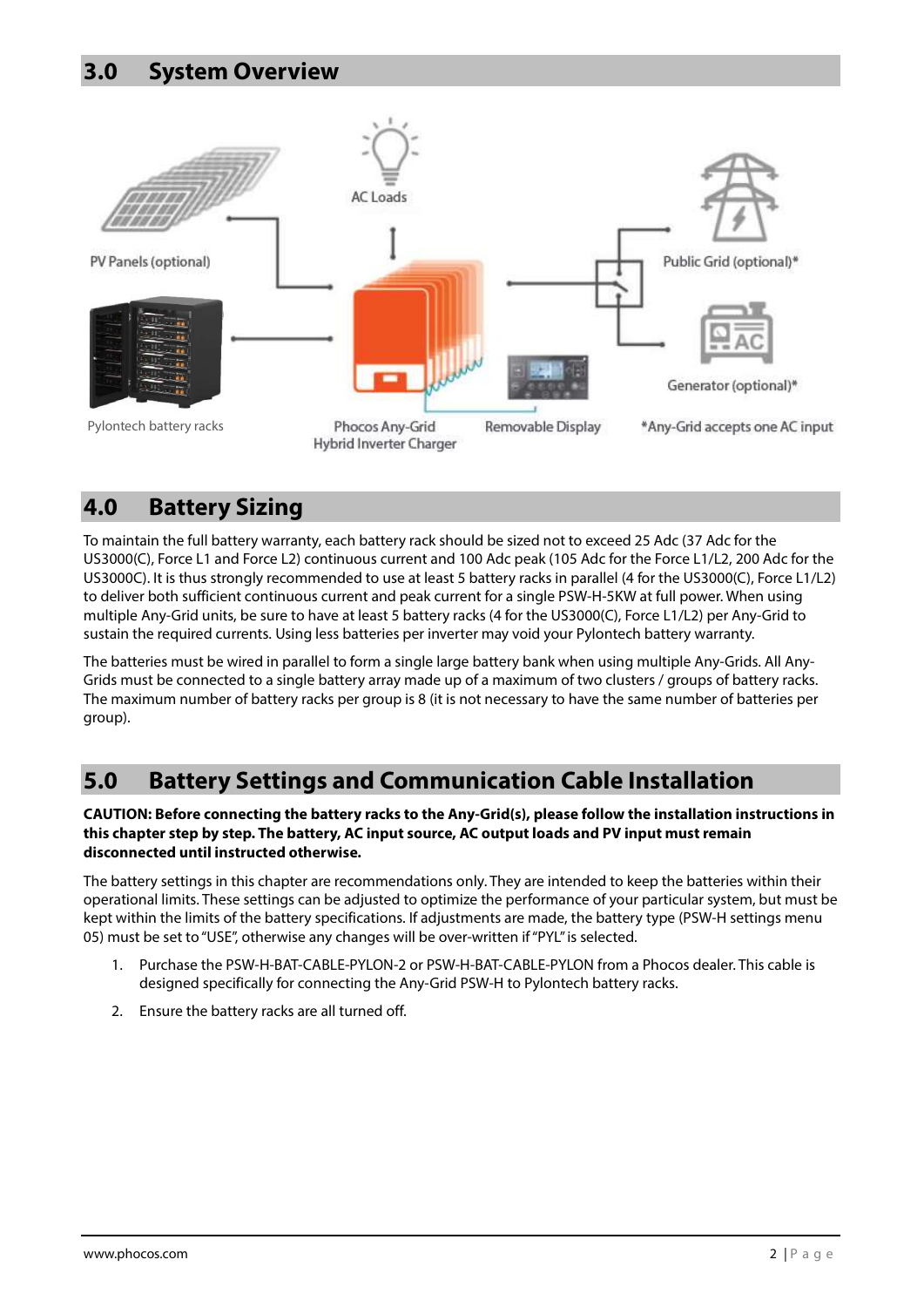## 3.0 System Overview

PV Panels (optional)

AC Loads

Public Grid (optional)*

Generator (optional)*

Pylontech battery racks

Phocos Any-Grid Hybrid Inverter Charger

Removable Display

*Any-Grid accepts one AC input

## 4.0 Battery Sizing

To maintain the full battery warranty, each battery rack should be sized not to exceed 25 Adc (37 Adc for the US3000(C), Force L1 and Force L2) continuous current and 100 Adc peak (105 Adc for the Force L1/L2, 200 Adc for the US3000C). It is thus strongly recommended to use at least 5 battery racks in parallel (4 for the US3000(C), Force L1/L2) to deliver both sufficient continuous current and peak current for a single PSW-H-5KW at full power. When using multiple Any-Grid units, be sure to have at least 5 battery racks (4 for the US3000(C), Force L1/L2) per Any-Grid to sustain the required currents. Using less batteries per inverter may void your Pylontech battery warranty.

The batteries must be wired in parallel to form a single large battery bank when using multiple Any-Grids. All Any-Grids must be connected to a single battery array made up of a maximum of two clusters / groups of battery racks. The maximum number of battery racks per group is 8 (it is not necessary to have the same number of batteries per group).

## 5.0 Battery Settings and Communication Cable Installation

**CAUTION: Before connecting the battery racks to the Any-Grid(s), please follow the installation instructions in this chapter step by step. The battery, AC input source, AC output loads and PV input must remain disconnected until instructed otherwise.**

The battery settings in this chapter are recommendations only. They are intended to keep the batteries within their operational limits. These settings can be adjusted to optimize the performance of your particular system, but must be kept within the limits of the battery specifications. If adjustments are made, the battery type (PSW-H settings menu 05) must be set to "USE", otherwise any changes will be over-written if "PYL" is selected.

1. Purchase the PSW-H-BAT-CABLE-PYLON-2 or PSW-H-BAT-CABLE-PYLON from a Phocos dealer. This cable is designed specifically for connecting the Any-Grid PSW-H to Pylontech battery racks.
2. Ensure the battery racks are all turned off.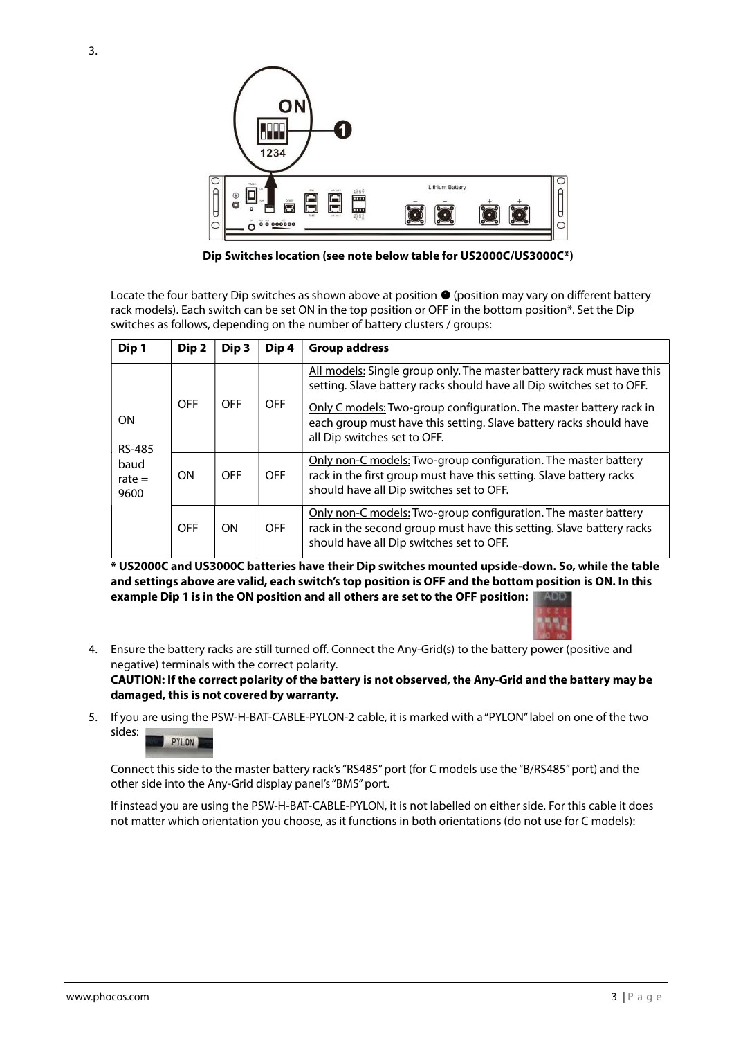3.

**Dip Switches location (see note below table for US2000C/US3000C*)**

Locate the four battery Dip switches as shown above at position ❶ (position may vary on different battery rack models). Each switch can be set ON in the top position or OFF in the bottom position*. Set the Dip switches as follows, depending on the number of battery clusters / groups:

| Dip 1 | Dip 2 | Dip 3 | Dip 4 | Group address |
|---|---|---|---|---|
| ON<br><br>RS-485 baud rate = 9600 | OFF | OFF | OFF | All models: Single group only. The master battery rack must have this setting. Slave battery racks should have all Dip switches set to OFF.<br><br>Only C models: Two-group configuration. The master battery rack in each group must have this setting. Slave battery racks should have all Dip switches set to OFF. |
| | ON | OFF | OFF | Only non-C models: Two-group configuration. The master battery rack in the first group must have this setting. Slave battery racks should have all Dip switches set to OFF. |
| | OFF | ON | OFF | Only non-C models: Two-group configuration. The master battery rack in the second group must have this setting. Slave battery racks should have all Dip switches set to OFF. |

**\* US2000C and US3000C batteries have their Dip switches mounted upside-down. So, while the table and settings above are valid, each switch's top position is OFF and the bottom position is ON. In this example Dip 1 is in the ON position and all others are set to the OFF position:**

4. Ensure the battery racks are still turned off. Connect the Any-Grid(s) to the battery power (positive and negative) terminals with the correct polarity.
   **CAUTION: If the correct polarity of the battery is not observed, the Any-Grid and the battery may be damaged, this is not covered by warranty.**

5. If you are using the PSW-H-BAT-CABLE-PYLON-2 cable, it is marked with a "PYLON" label on one of the two sides:

   Connect this side to the master battery rack's "RS485" port (for C models use the "B/RS485" port) and the other side into the Any-Grid display panel's "BMS" port.

   If instead you are using the PSW-H-BAT-CABLE-PYLON, it is not labelled on either side. For this cable it does not matter which orientation you choose, as it functions in both orientations (do not use for C models):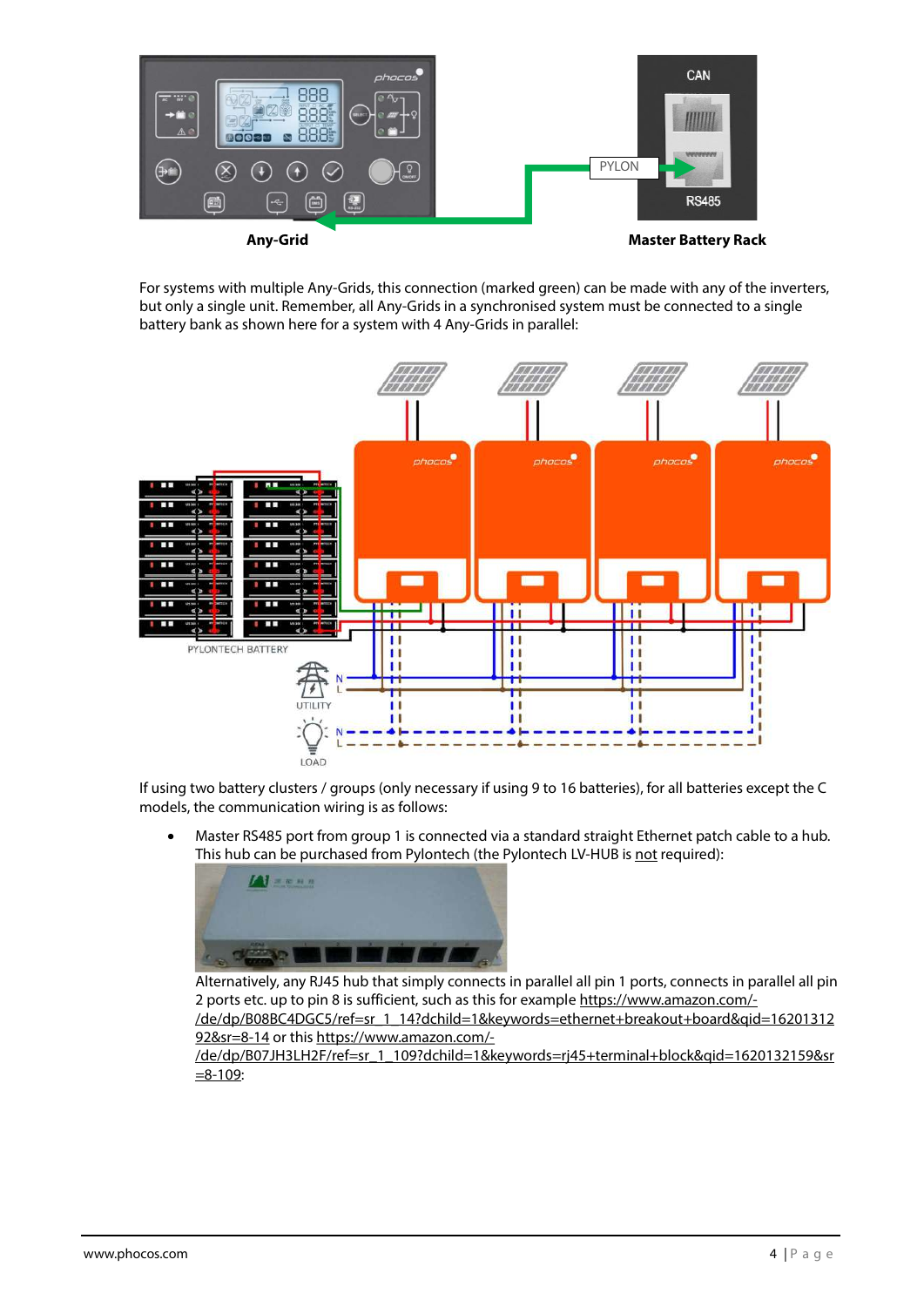Any-Grid

Master Battery Rack

For systems with multiple Any-Grids, this connection (marked green) can be made with any of the inverters, but only a single unit. Remember, all Any-Grids in a synchronised system must be connected to a single battery bank as shown here for a system with 4 Any-Grids in parallel:

If using two battery clusters / groups (only necessary if using 9 to 16 batteries), for all batteries except the C models, the communication wiring is as follows:

- Master RS485 port from group 1 is connected via a standard straight Ethernet patch cable to a hub. This hub can be purchased from Pylontech (the Pylontech LV-HUB is not required):

  Alternatively, any RJ45 hub that simply connects in parallel all pin 1 ports, connects in parallel all pin 2 ports etc. up to pin 8 is sufficient, such as this for example https://www.amazon.com/-/de/dp/B08BC4DGC5/ref=sr_1_14?dchild=1&keywords=ethernet+breakout+board&qid=1620131292&sr=8-14 or this https://www.amazon.com/-/de/dp/B07JH3LH2F/ref=sr_1_109?dchild=1&keywords=rj45+terminal+block&qid=1620132159&sr=8-109: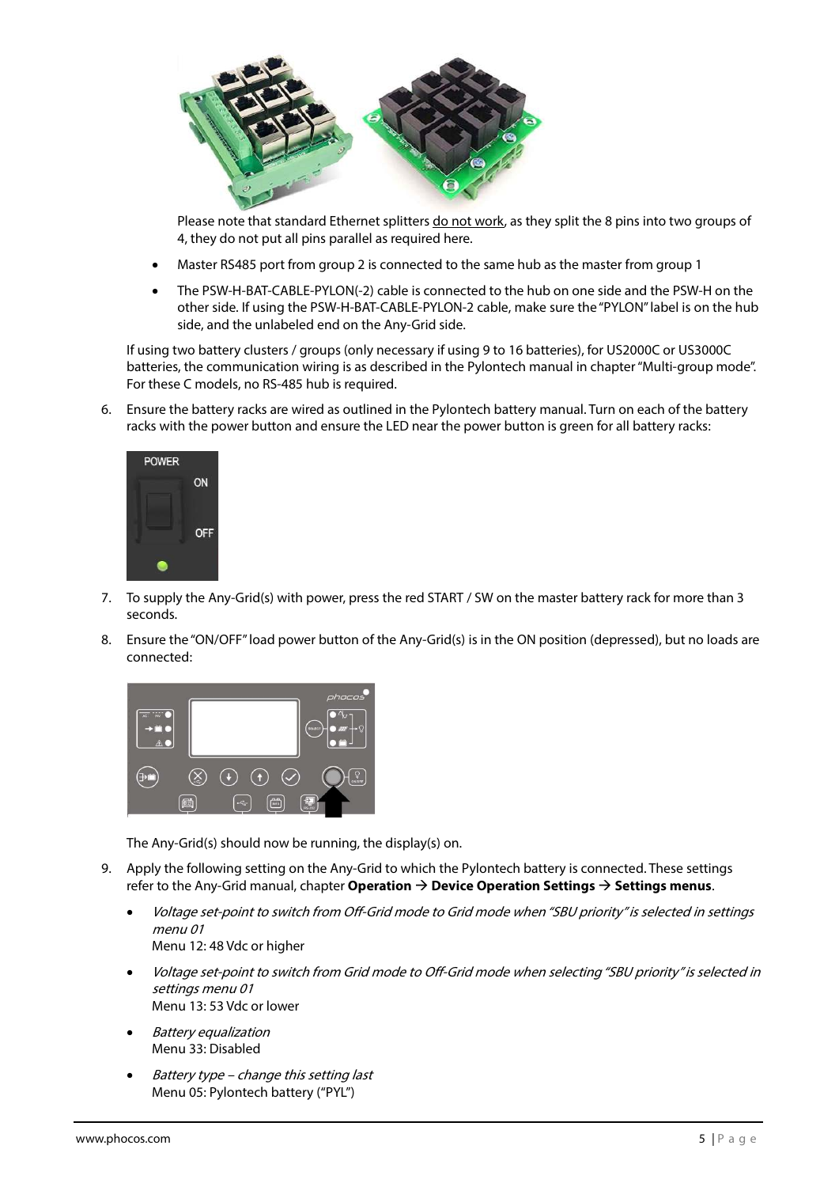Please note that standard Ethernet splitters do not work, as they split the 8 pins into two groups of 4, they do not put all pins parallel as required here.

- Master RS485 port from group 2 is connected to the same hub as the master from group 1
- The PSW-H-BAT-CABLE-PYLON(-2) cable is connected to the hub on one side and the PSW-H on the other side. If using the PSW-H-BAT-CABLE-PYLON-2 cable, make sure the "PYLON" label is on the hub side, and the unlabeled end on the Any-Grid side.

If using two battery clusters / groups (only necessary if using 9 to 16 batteries), for US2000C or US3000C batteries, the communication wiring is as described in the Pylontech manual in chapter "Multi-group mode". For these C models, no RS-485 hub is required.

6. Ensure the battery racks are wired as outlined in the Pylontech battery manual. Turn on each of the battery racks with the power button and ensure the LED near the power button is green for all battery racks:

7. To supply the Any-Grid(s) with power, press the red START / SW on the master battery rack for more than 3 seconds.

8. Ensure the "ON/OFF" load power button of the Any-Grid(s) is in the ON position (depressed), but no loads are connected:

   The Any-Grid(s) should now be running, the display(s) on.

9. Apply the following setting on the Any-Grid to which the Pylontech battery is connected. These settings refer to the Any-Grid manual, chapter **Operation → Device Operation Settings → Settings menus**.

   - *Voltage set-point to switch from Off-Grid mode to Grid mode when "SBU priority" is selected in settings menu 01*
     Menu 12: 48 Vdc or higher
   - *Voltage set-point to switch from Grid mode to Off-Grid mode when selecting "SBU priority" is selected in settings menu 01*
     Menu 13: 53 Vdc or lower
   - *Battery equalization*
     Menu 33: Disabled
   - *Battery type – change this setting last*
     Menu 05: Pylontech battery ("PYL")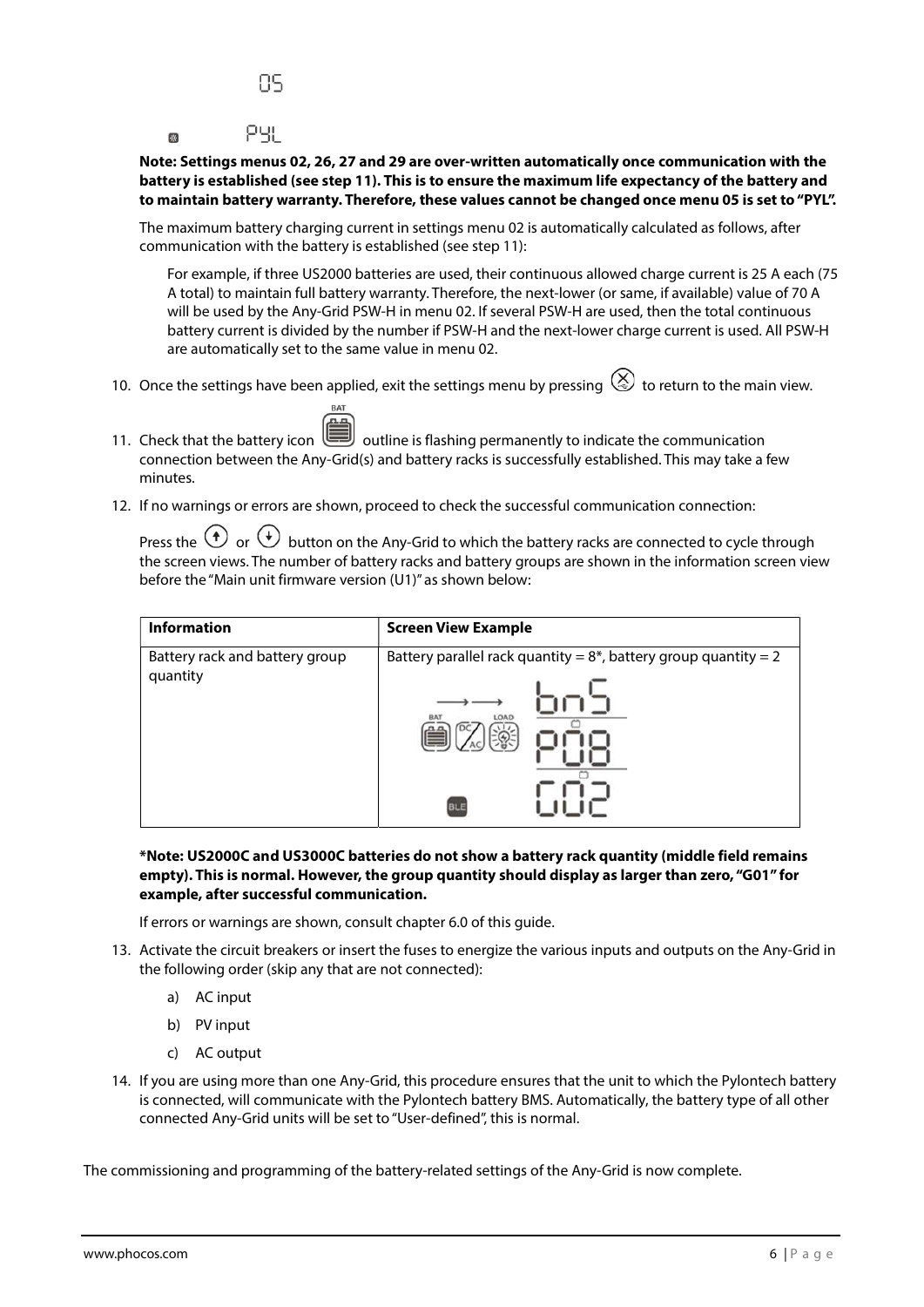05

PYL

**Note: Settings menus 02, 26, 27 and 29 are over-written automatically once communication with the battery is established (see step 11). This is to ensure the maximum life expectancy of the battery and to maintain battery warranty. Therefore, these values cannot be changed once menu 05 is set to "PYL".**

The maximum battery charging current in settings menu 02 is automatically calculated as follows, after communication with the battery is established (see step 11):

For example, if three US2000 batteries are used, their continuous allowed charge current is 25 A each (75 A total) to maintain full battery warranty. Therefore, the next-lower (or same, if available) value of 70 A will be used by the Any-Grid PSW-H in menu 02. If several PSW-H are used, then the total continuous battery current is divided by the number if PSW-H and the next-lower charge current is used. All PSW-H are automatically set to the same value in menu 02.

10. Once the settings have been applied, exit the settings menu by pressing (ESC) to return to the main view.
11. Check that the battery icon (BAT) outline is flashing permanently to indicate the communication connection between the Any-Grid(s) and battery racks is successfully established. This may take a few minutes.
12. If no warnings or errors are shown, proceed to check the successful communication connection:

    Press the (↑) or (↓) button on the Any-Grid to which the battery racks are connected to cycle through the screen views. The number of battery racks and battery groups are shown in the information screen view before the "Main unit firmware version (U1)" as shown below:

| Information | Screen View Example |
|---|---|
| Battery rack and battery group quantity | Battery parallel rack quantity = 8*, battery group quantity = 2<br>bn5<br>P08<br>G02 |

**\*Note: US2000C and US3000C batteries do not show a battery rack quantity (middle field remains empty). This is normal. However, the group quantity should display as larger than zero, "G01" for example, after successful communication.**

If errors or warnings are shown, consult chapter 6.0 of this guide.

13. Activate the circuit breakers or insert the fuses to energize the various inputs and outputs on the Any-Grid in the following order (skip any that are not connected):
    a) AC input
    b) PV input
    c) AC output
14. If you are using more than one Any-Grid, this procedure ensures that the unit to which the Pylontech battery is connected, will communicate with the Pylontech battery BMS. Automatically, the battery type of all other connected Any-Grid units will be set to "User-defined", this is normal.

The commissioning and programming of the battery-related settings of the Any-Grid is now complete.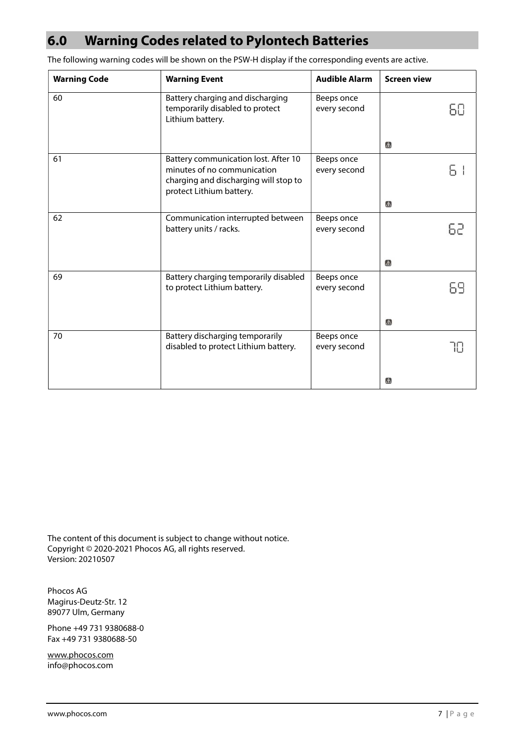# 6.0 Warning Codes related to Pylontech Batteries

The following warning codes will be shown on the PSW-H display if the corresponding events are active.

| Warning Code | Warning Event | Audible Alarm | Screen view |
| --- | --- | --- | --- |
| 60 | Battery charging and discharging temporarily disabled to protect Lithium battery. | Beeps once every second | 60 |
| 61 | Battery communication lost. After 10 minutes of no communication charging and discharging will stop to protect Lithium battery. | Beeps once every second | 61 |
| 62 | Communication interrupted between battery units / racks. | Beeps once every second | 62 |
| 69 | Battery charging temporarily disabled to protect Lithium battery. | Beeps once every second | 69 |
| 70 | Battery discharging temporarily disabled to protect Lithium battery. | Beeps once every second | 70 |

The content of this document is subject to change without notice.
Copyright © 2020-2021 Phocos AG, all rights reserved.
Version: 20210507

Phocos AG
Magirus-Deutz-Str. 12
89077 Ulm, Germany

Phone +49 731 9380688-0
Fax +49 731 9380688-50

www.phocos.com
info@phocos.com